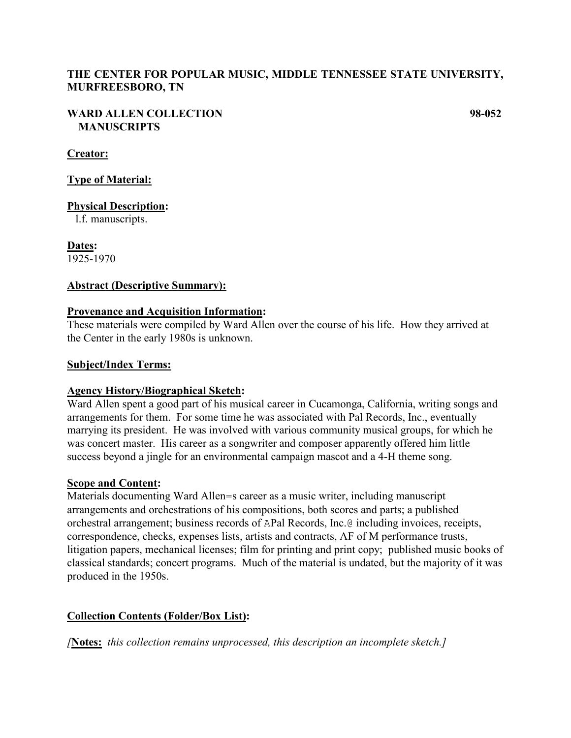# THE CENTER FOR POPULAR MUSIC, MIDDLE TENNESSEE STATE UNIVERSITY, MURFREESBORO, TN

## WARD ALLEN COLLECTION 98-052
## MANUSCRIPTS

**Creator:**

**Type of Material:**

**Physical Description:**
l.f. manuscripts.

**Dates:**
1925-1970

**Abstract (Descriptive Summary):**

**Provenance and Acquisition Information:**
These materials were compiled by Ward Allen over the course of his life. How they arrived at the Center in the early 1980s is unknown.

**Subject/Index Terms:**

**Agency History/Biographical Sketch:**
Ward Allen spent a good part of his musical career in Cucamonga, California, writing songs and arrangements for them. For some time he was associated with Pal Records, Inc., eventually marrying its president. He was involved with various community musical groups, for which he was concert master. His career as a songwriter and composer apparently offered him little success beyond a jingle for an environmental campaign mascot and a 4-H theme song.

**Scope and Content:**
Materials documenting Ward Allen=s career as a music writer, including manuscript arrangements and orchestrations of his compositions, both scores and parts; a published orchestral arrangement; business records of APal Records, Inc.@ including invoices, receipts, correspondence, checks, expenses lists, artists and contracts, AF of M performance trusts, litigation papers, mechanical licenses; film for printing and print copy; published music books of classical standards; concert programs. Much of the material is undated, but the majority of it was produced in the 1950s.

**Collection Contents (Folder/Box List):**

*[***Notes:*** this collection remains unprocessed, this description an incomplete sketch.]*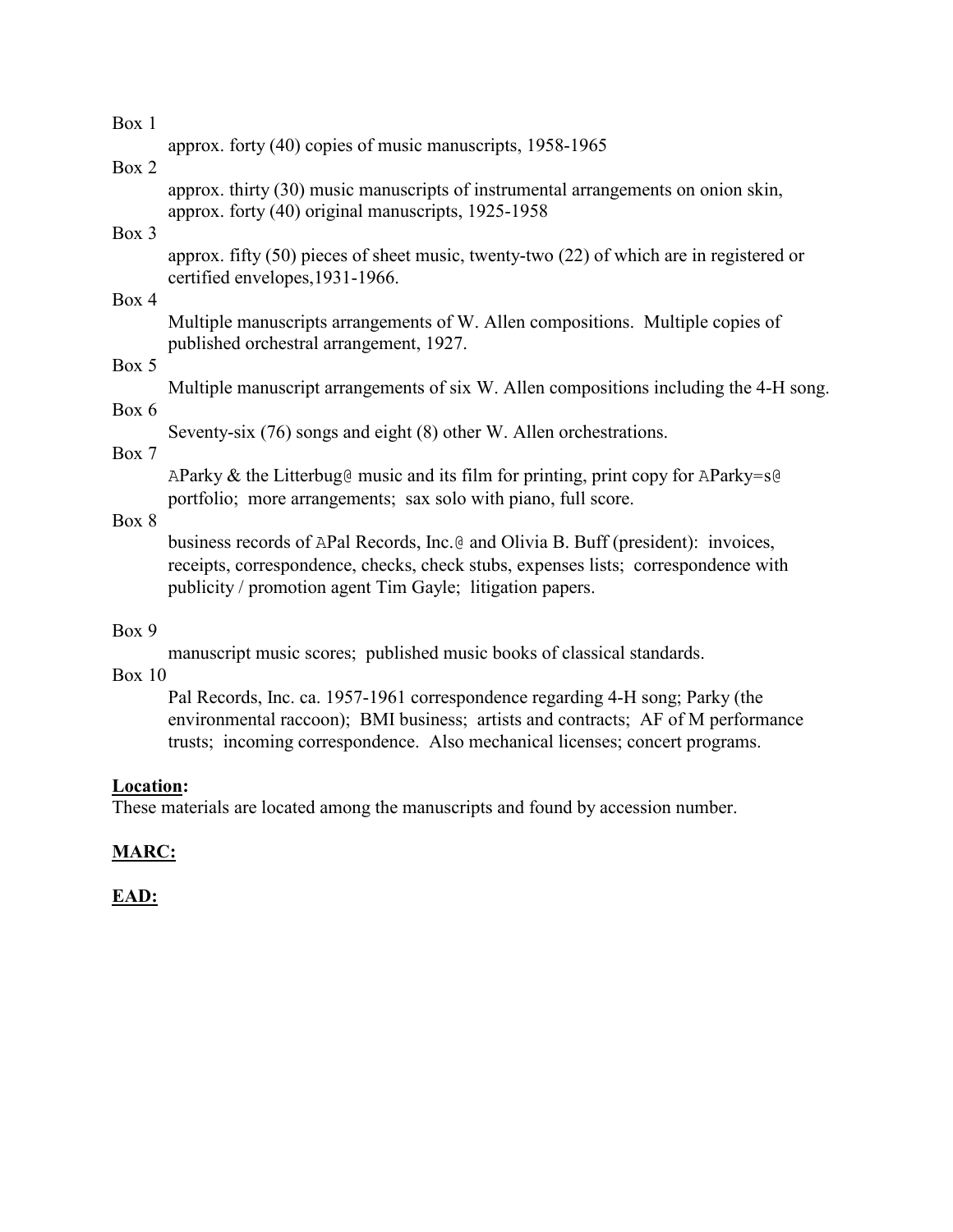Box 1

approx. forty (40) copies of music manuscripts, 1958-1965

Box 2

approx. thirty (30) music manuscripts of instrumental arrangements on onion skin, approx. forty (40) original manuscripts, 1925-1958

Box 3

approx. fifty (50) pieces of sheet music, twenty-two (22) of which are in registered or certified envelopes,1931-1966.

Box 4

Multiple manuscripts arrangements of W. Allen compositions. Multiple copies of published orchestral arrangement, 1927.

Box 5

Multiple manuscript arrangements of six W. Allen compositions including the 4-H song.

Box 6

Seventy-six (76) songs and eight (8) other W. Allen orchestrations.

Box 7

AParky & the Litterbug@ music and its film for printing, print copy for AParky=s@ portfolio; more arrangements; sax solo with piano, full score.

Box 8

business records of APal Records, Inc.@ and Olivia B. Buff (president): invoices, receipts, correspondence, checks, check stubs, expenses lists; correspondence with publicity / promotion agent Tim Gayle; litigation papers.

Box 9

manuscript music scores; published music books of classical standards.

Box 10

Pal Records, Inc. ca. 1957-1961 correspondence regarding 4-H song; Parky (the environmental raccoon); BMI business; artists and contracts; AF of M performance trusts; incoming correspondence. Also mechanical licenses; concert programs.

**Location:**
These materials are located among the manuscripts and found by accession number.

**MARC:**

**EAD:**